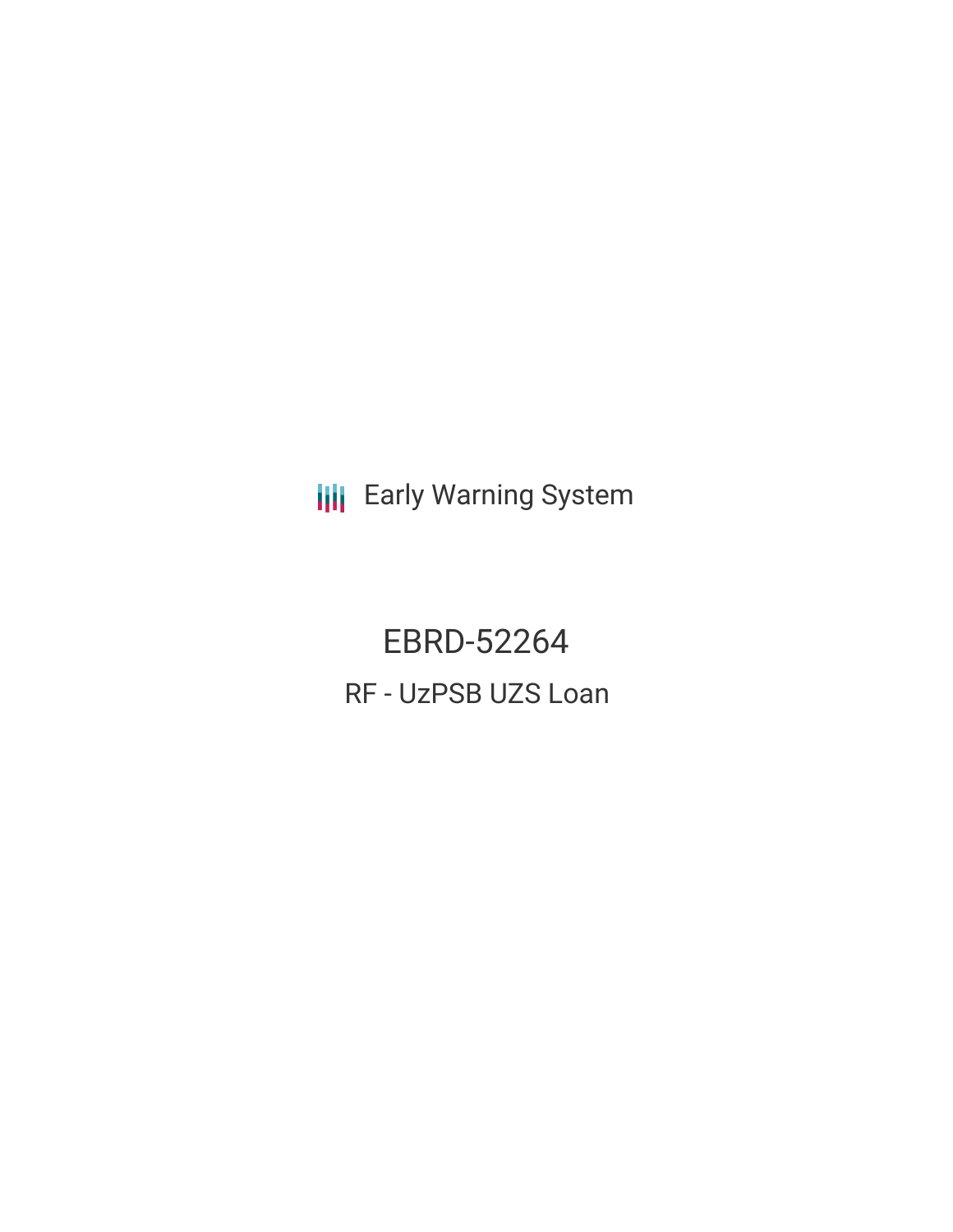Early Warning System

# EBRD-52264

## RF - UzPSB UZS Loan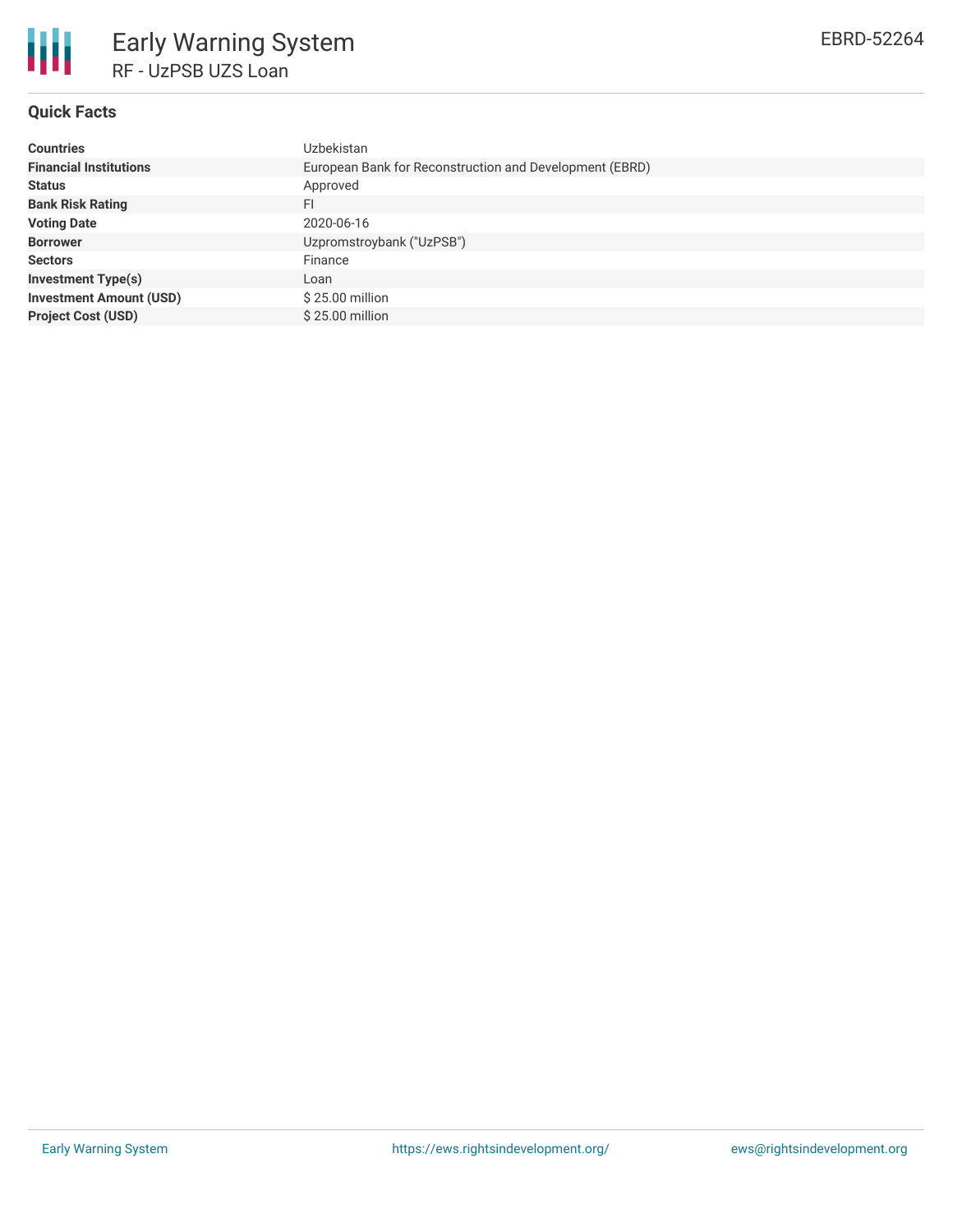# Early Warning System

## RF - UzPSB UZS Loan

EBRD-52264

### Quick Facts

| | |
|---|---|
| **Countries** | Uzbekistan |
| **Financial Institutions** | European Bank for Reconstruction and Development (EBRD) |
| **Status** | Approved |
| **Bank Risk Rating** | FI |
| **Voting Date** | 2020-06-16 |
| **Borrower** | Uzpromstroybank ("UzPSB") |
| **Sectors** | Finance |
| **Investment Type(s)** | Loan |
| **Investment Amount (USD)** | $ 25.00 million |
| **Project Cost (USD)** | $ 25.00 million |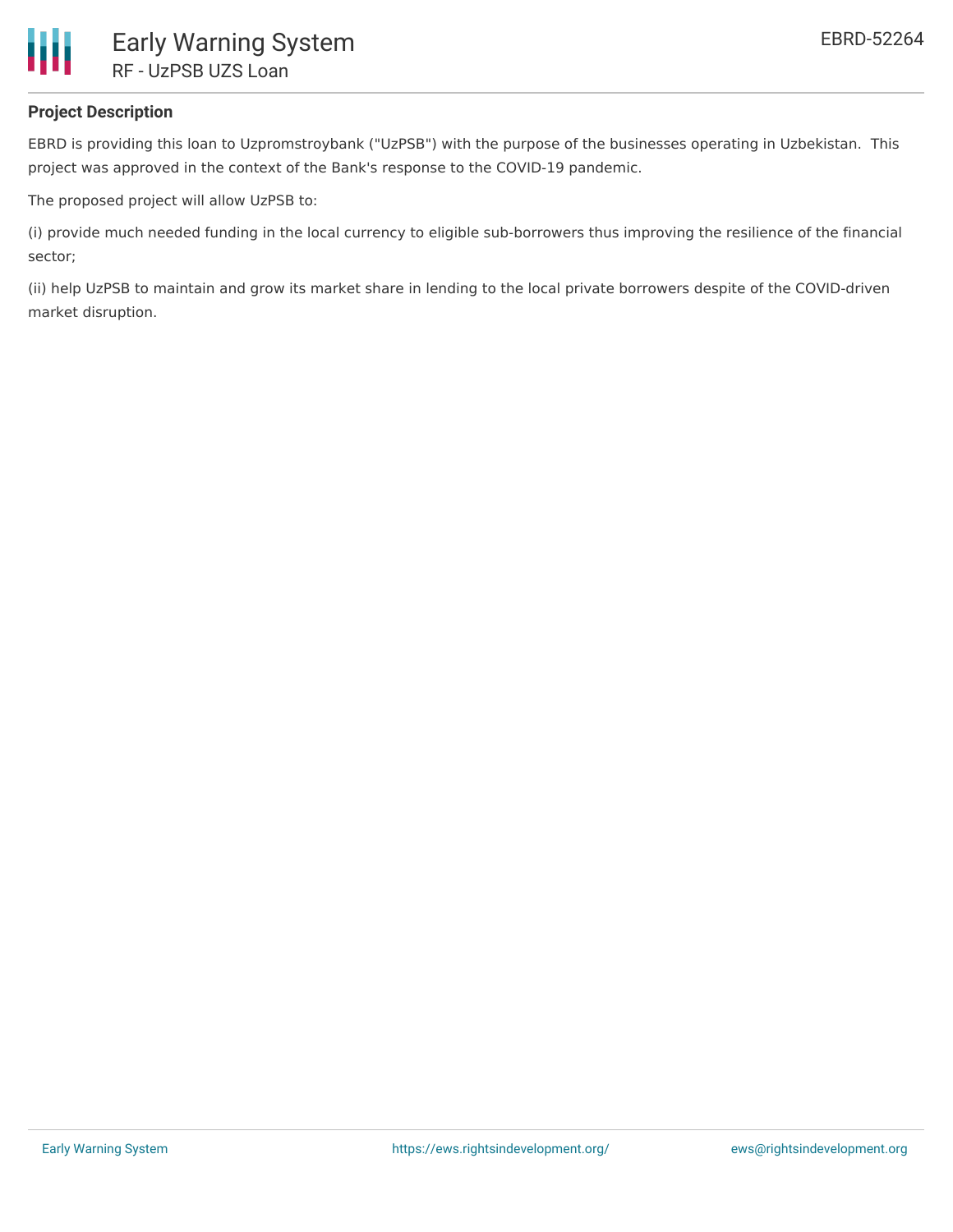## Project Description

EBRD is providing this loan to Uzpromstroybank ("UzPSB") with the purpose of the businesses operating in Uzbekistan. This project was approved in the context of the Bank's response to the COVID-19 pandemic.

The proposed project will allow UzPSB to:

(i) provide much needed funding in the local currency to eligible sub-borrowers thus improving the resilience of the financial sector;

(ii) help UzPSB to maintain and grow its market share in lending to the local private borrowers despite of the COVID-driven market disruption.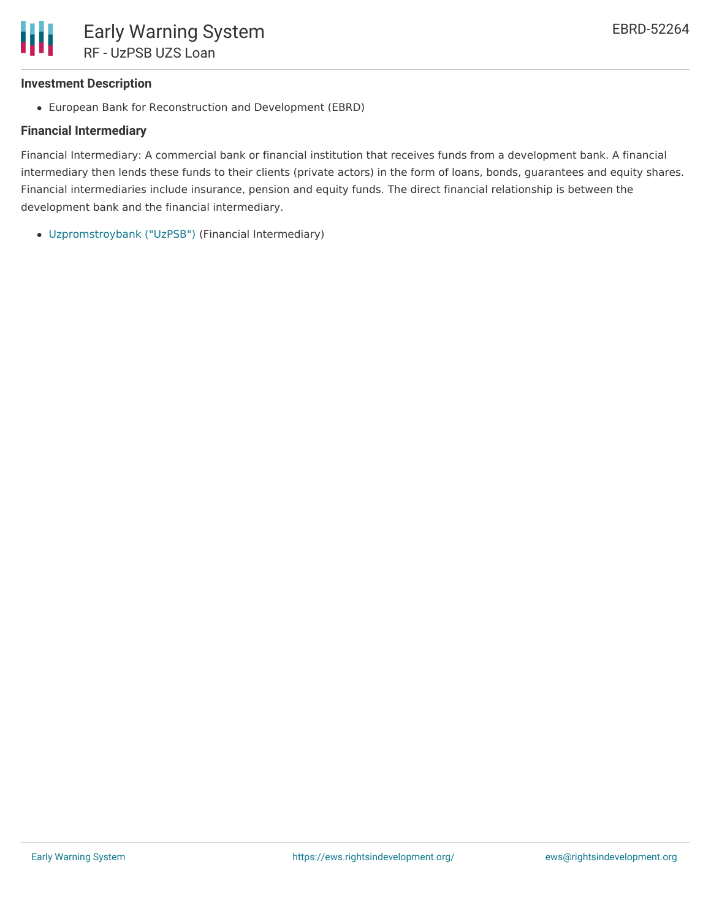### Investment Description

- European Bank for Reconstruction and Development (EBRD)

### Financial Intermediary

Financial Intermediary: A commercial bank or financial institution that receives funds from a development bank. A financial intermediary then lends these funds to their clients (private actors) in the form of loans, bonds, guarantees and equity shares. Financial intermediaries include insurance, pension and equity funds. The direct financial relationship is between the development bank and the financial intermediary.

- Uzpromstroybank ("UzPSB") (Financial Intermediary)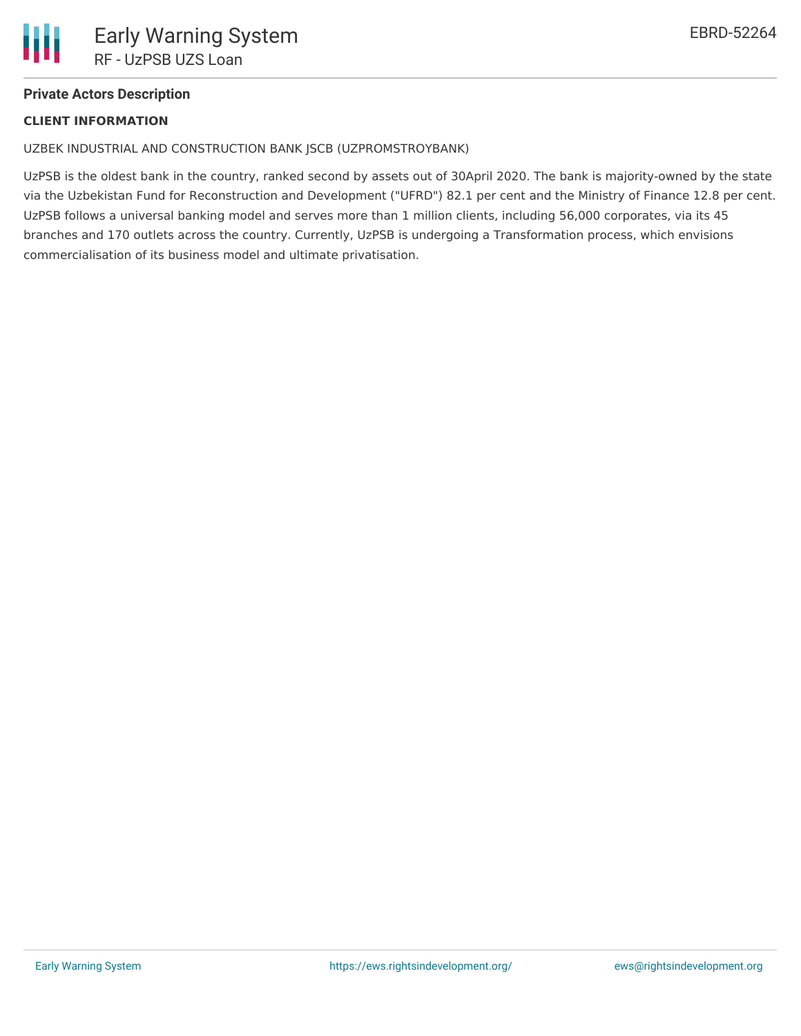## Private Actors Description

**CLIENT INFORMATION**

UZBEK INDUSTRIAL AND CONSTRUCTION BANK JSCB (UZPROMSTROYBANK)

UzPSB is the oldest bank in the country, ranked second by assets out of 30April 2020. The bank is majority-owned by the state via the Uzbekistan Fund for Reconstruction and Development ("UFRD") 82.1 per cent and the Ministry of Finance 12.8 per cent. UzPSB follows a universal banking model and serves more than 1 million clients, including 56,000 corporates, via its 45 branches and 170 outlets across the country. Currently, UzPSB is undergoing a Transformation process, which envisions commercialisation of its business model and ultimate privatisation.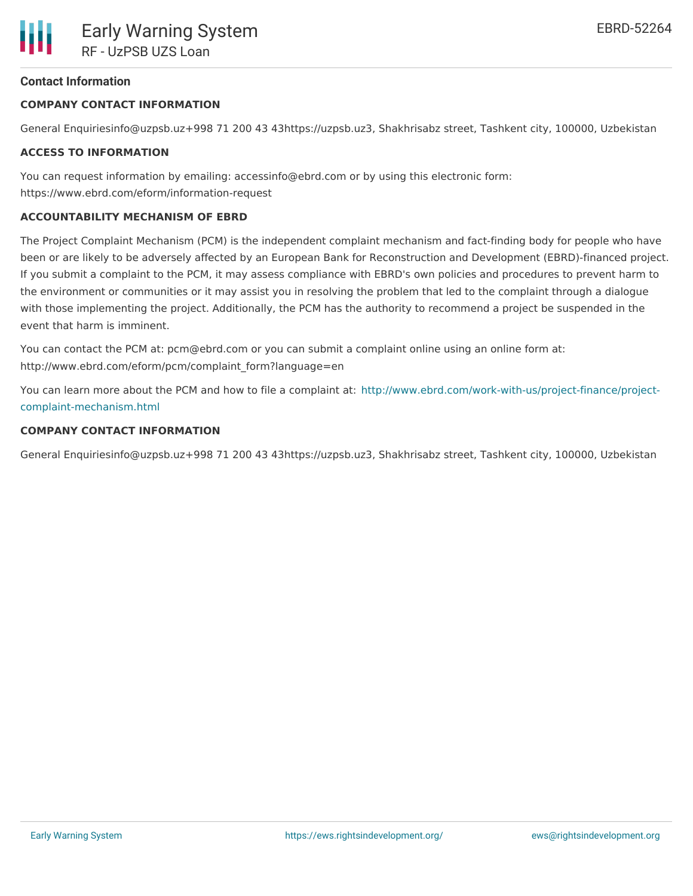## Contact Information

### COMPANY CONTACT INFORMATION

General Enquiriesinfo@uzpsb.uz+998 71 200 43 43https://uzpsb.uz3, Shakhrisabz street, Tashkent city, 100000, Uzbekistan

### ACCESS TO INFORMATION

You can request information by emailing: accessinfo@ebrd.com or by using this electronic form: https://www.ebrd.com/eform/information-request

### ACCOUNTABILITY MECHANISM OF EBRD

The Project Complaint Mechanism (PCM) is the independent complaint mechanism and fact-finding body for people who have been or are likely to be adversely affected by an European Bank for Reconstruction and Development (EBRD)-financed project. If you submit a complaint to the PCM, it may assess compliance with EBRD's own policies and procedures to prevent harm to the environment or communities or it may assist you in resolving the problem that led to the complaint through a dialogue with those implementing the project. Additionally, the PCM has the authority to recommend a project be suspended in the event that harm is imminent.

You can contact the PCM at: pcm@ebrd.com or you can submit a complaint online using an online form at: http://www.ebrd.com/eform/pcm/complaint_form?language=en

You can learn more about the PCM and how to file a complaint at: http://www.ebrd.com/work-with-us/project-finance/project-complaint-mechanism.html

### COMPANY CONTACT INFORMATION

General Enquiriesinfo@uzpsb.uz+998 71 200 43 43https://uzpsb.uz3, Shakhrisabz street, Tashkent city, 100000, Uzbekistan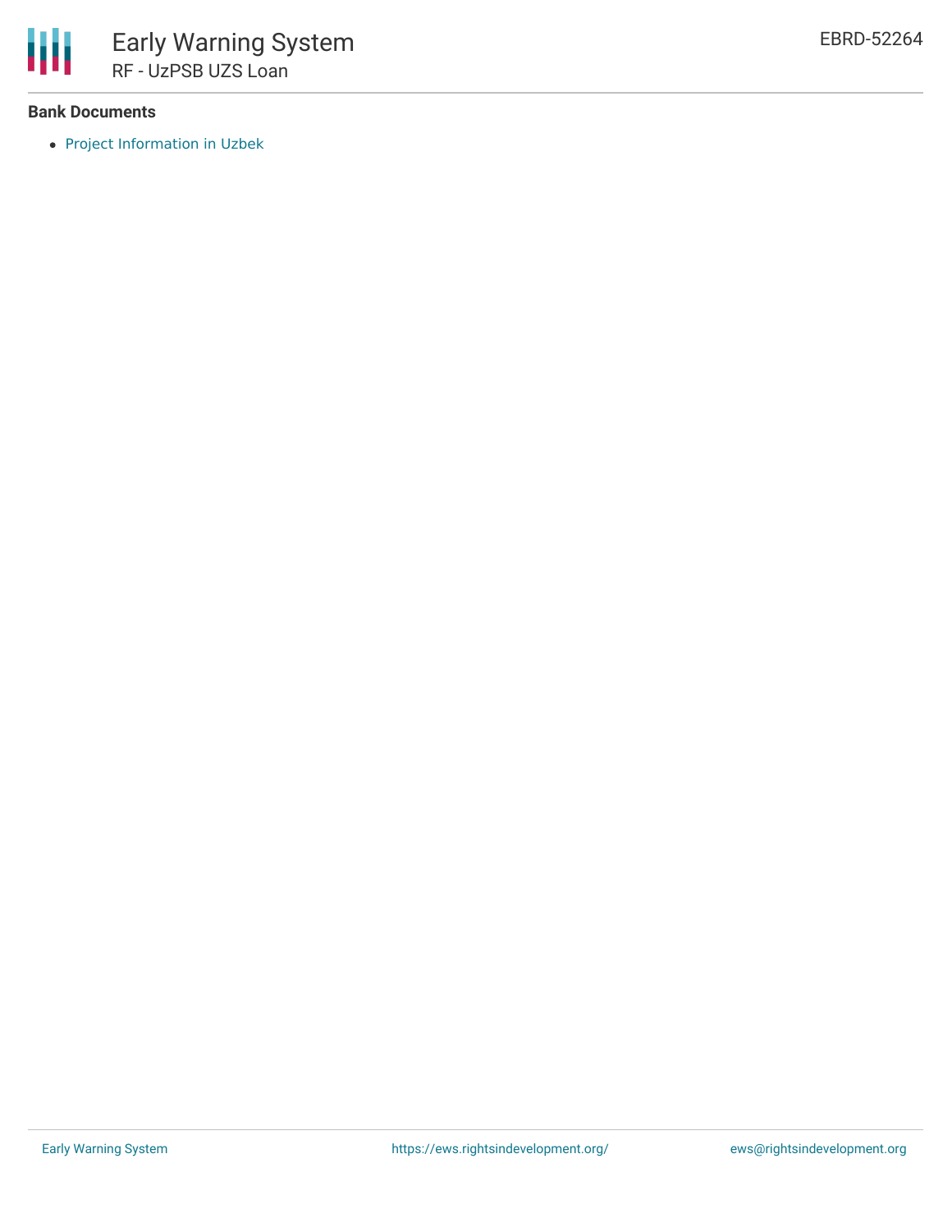**Bank Documents**

- Project Information in Uzbek